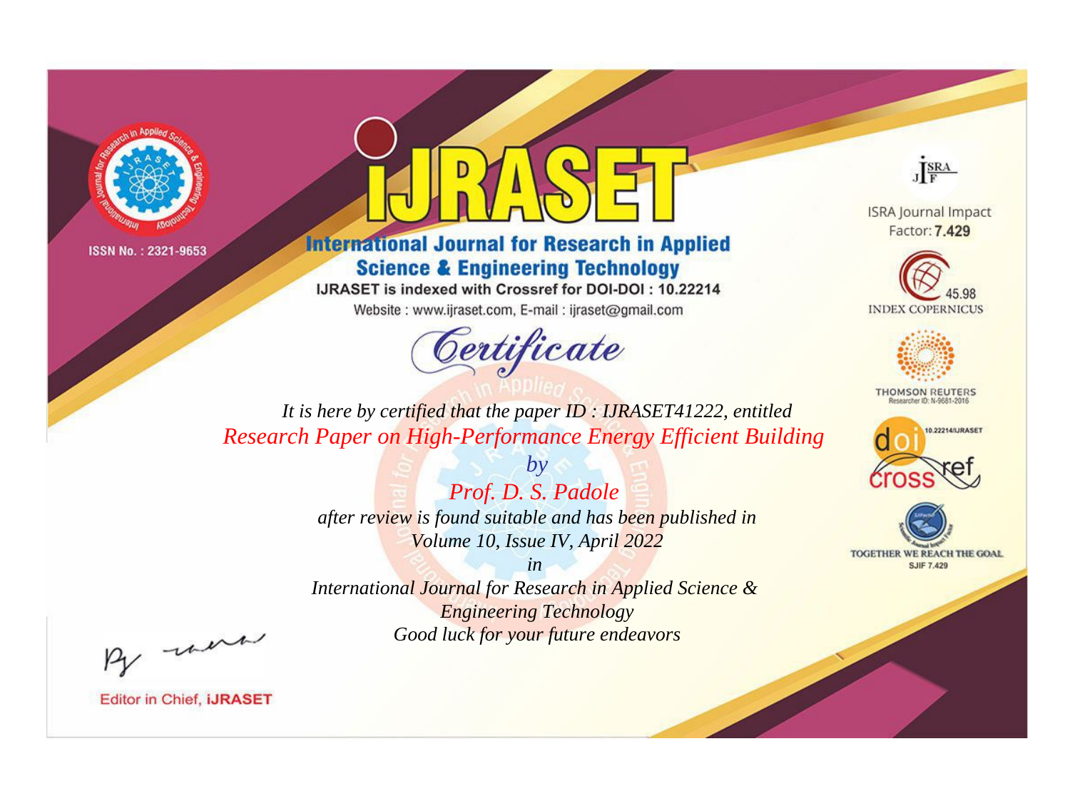ISSN No. : 2321-9653

# IJRASET

## International Journal for Research in Applied Science & Engineering Technology

IJRASET is indexed with Crossref for DOI-DOI : 10.22214

Website : www.ijraset.com, E-mail : ijraset@gmail.com

ISRA Journal Impact Factor: **7.429**

45.98 INDEX COPERNICUS

THOMSON REUTERS Researcher ID: N-9681-2016

10.22214/IJRASET

TOGETHER WE REACH THE GOAL SJIF 7.429

# Certificate

*It is here by certified that the paper ID : IJRASET41222, entitled*

*Research Paper on High-Performance Energy Efficient Building*

*by*

*Prof. D. S. Padole*

*after review is found suitable and has been published in*

*Volume 10, Issue IV, April 2022*

*in*

*International Journal for Research in Applied Science & Engineering Technology*

*Good luck for your future endeavors*

Editor in Chief, **iJRASET**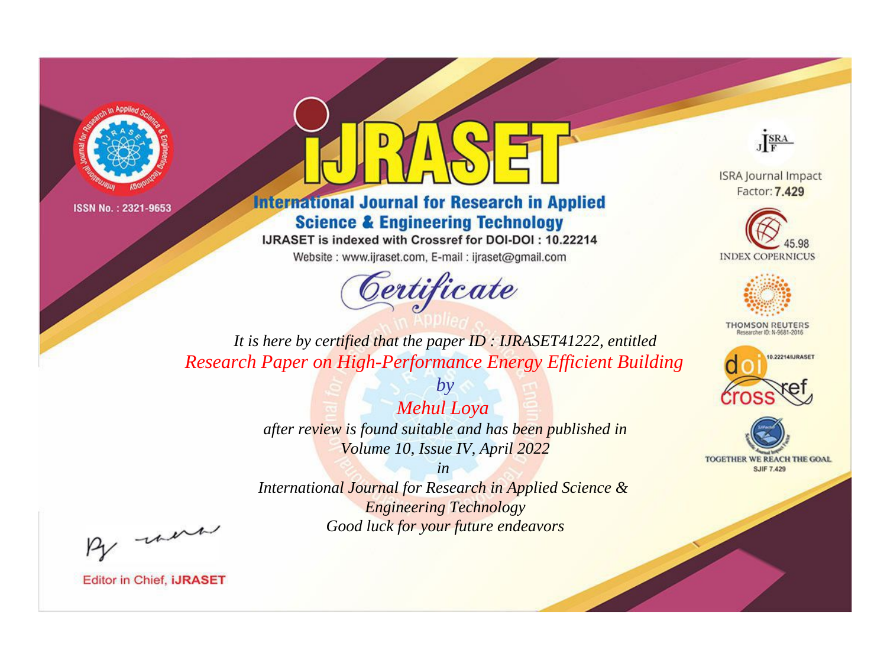ISSN No. : 2321-9653

# iJRASET

## International Journal for Research in Applied Science & Engineering Technology

IJRASET is indexed with Crossref for DOI-DOI : 10.22214

Website : www.ijraset.com, E-mail : ijraset@gmail.com

*Certificate*

*It is here by certified that the paper ID : IJRASET41222, entitled*

*Research Paper on High-Performance Energy Efficient Building*

*by*

*Mehul Loya*

*after review is found suitable and has been published in*

*Volume 10, Issue IV, April 2022*

*in*

*International Journal for Research in Applied Science & Engineering Technology*

*Good luck for your future endeavors*

ISRA Journal Impact Factor: **7.429**

45.98 INDEX COPERNICUS

THOMSON REUTERS Researcher ID: N-9681-2016

10.22214/IJRASET

TOGETHER WE REACH THE GOAL SJIF 7.429

Editor in Chief, **iJRASET**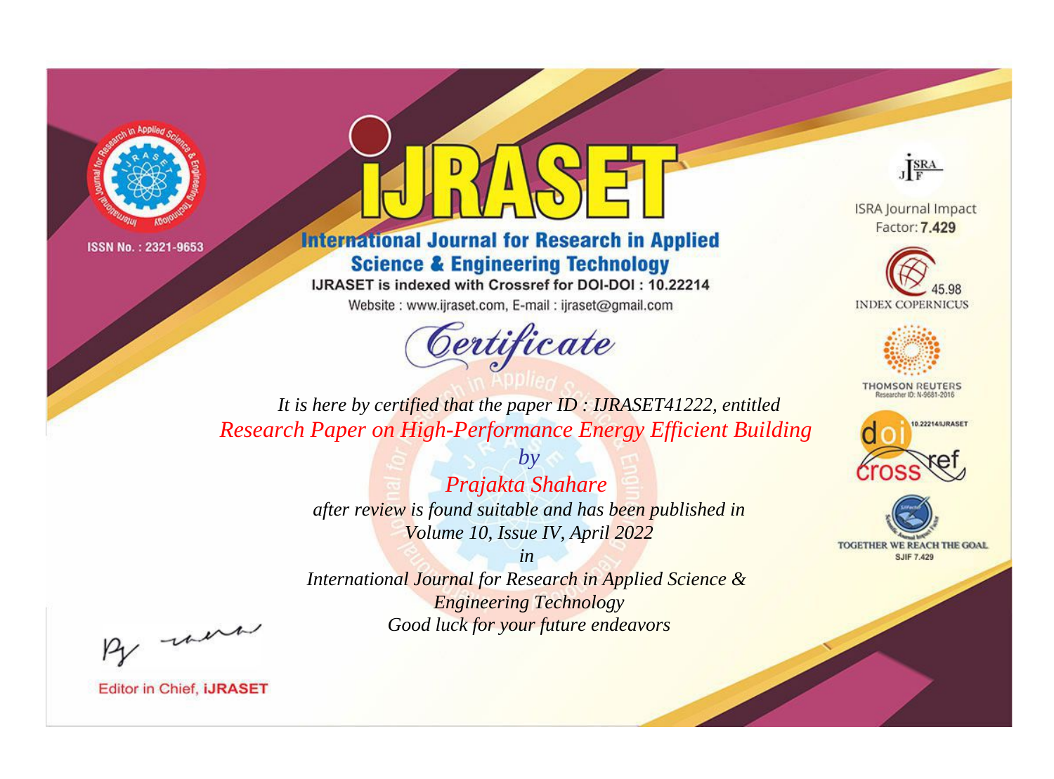ISSN No. : 2321-9653

# iJRASET

## International Journal for Research in Applied Science & Engineering Technology

IJRASET is indexed with Crossref for DOI-DOI : 10.22214

Website : www.ijraset.com, E-mail : ijraset@gmail.com

ISRA Journal Impact Factor: **7.429**

45.98 INDEX COPERNICUS

THOMSON REUTERS Researcher ID: N-9681-2016

10.22214/IJRASET

TOGETHER WE REACH THE GOAL SJIF 7.429

*Certificate*

*It is here by certified that the paper ID : IJRASET41222, entitled*

*Research Paper on High-Performance Energy Efficient Building*

*by*

*Prajakta Shahare*

*after review is found suitable and has been published in*

*Volume 10, Issue IV, April 2022*

*in*

*International Journal for Research in Applied Science & Engineering Technology*

*Good luck for your future endeavors*

Editor in Chief, **iJRASET**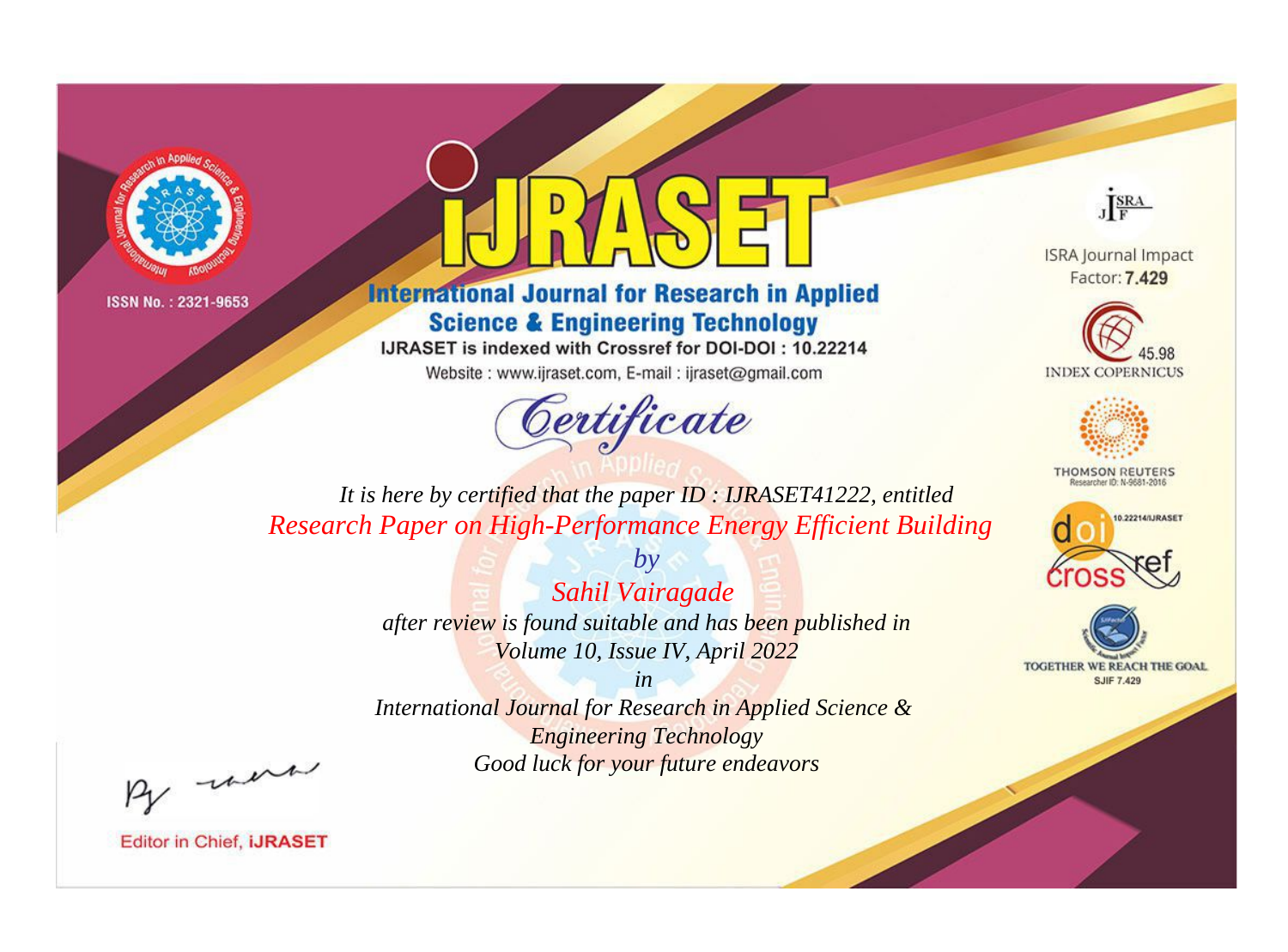ISSN No. : 2321-9653

# iJRASET

## International Journal for Research in Applied Science & Engineering Technology

IJRASET is indexed with Crossref for DOI-DOI : 10.22214

Website : www.ijraset.com, E-mail : ijraset@gmail.com

*Certificate*

*It is here by certified that the paper ID : IJRASET41222, entitled*

*Research Paper on High-Performance Energy Efficient Building*

*by*

*Sahil Vairagade*

*after review is found suitable and has been published in*

*Volume 10, Issue IV, April 2022*

*in*

*International Journal for Research in Applied Science & Engineering Technology*

*Good luck for your future endeavors*

Editor in Chief, iJRASET

ISRA Journal Impact Factor: **7.429**

45.98 INDEX COPERNICUS

THOMSON REUTERS Researcher ID: N-9681-2016

10.22214/IJRASET

TOGETHER WE REACH THE GOAL SJIF 7.429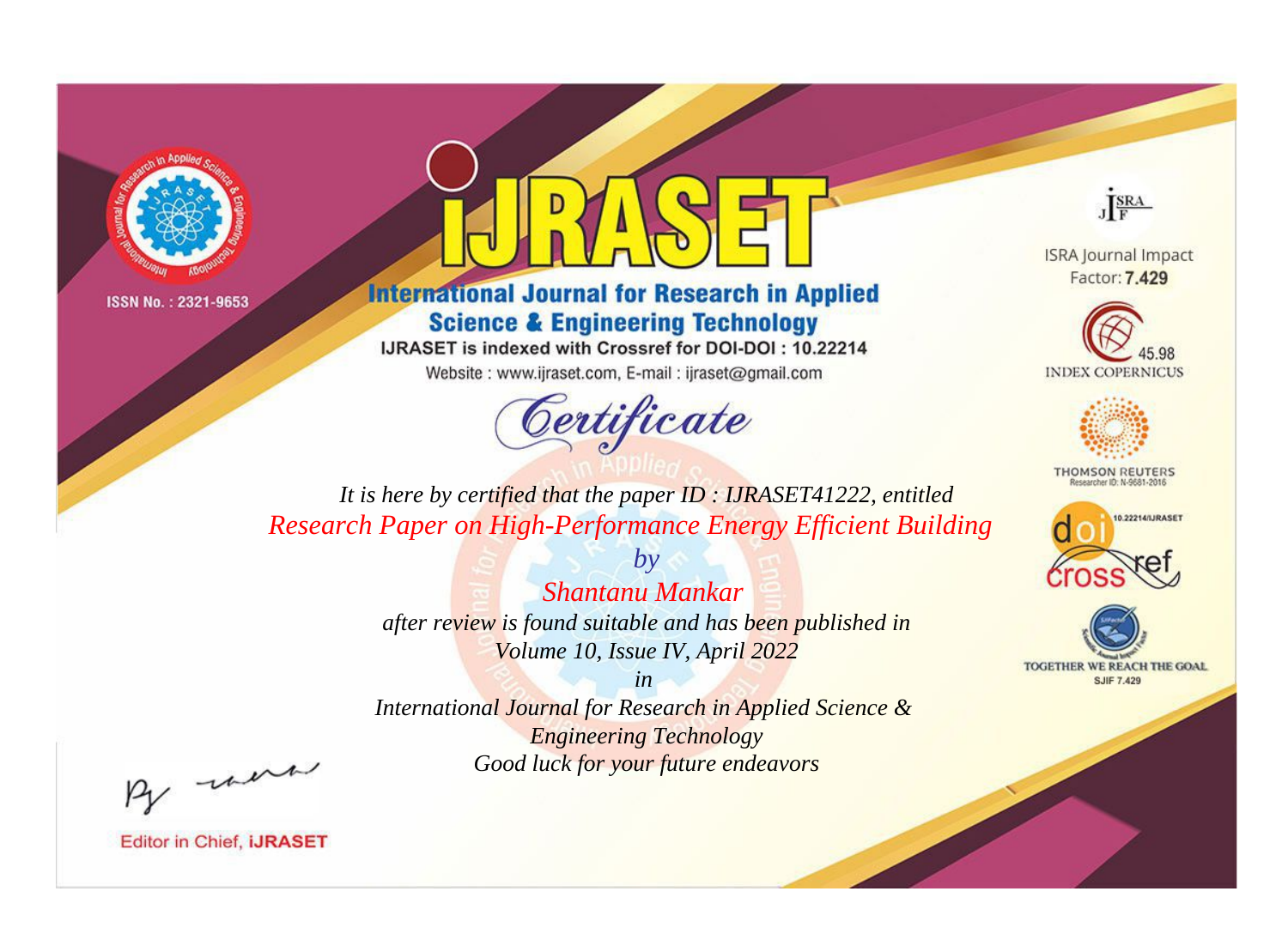ISSN No. : 2321-9653

# iJRASET

## International Journal for Research in Applied Science & Engineering Technology

IJRASET is indexed with Crossref for DOI-DOI : 10.22214

Website : www.ijraset.com, E-mail : ijraset@gmail.com

ISRA Journal Impact Factor: **7.429**

45.98 INDEX COPERNICUS

THOMSON REUTERS Researcher ID: N-9681-2016

10.22214/IJRASET

TOGETHER WE REACH THE GOAL SJIF 7.429

# *Certificate*

*It is here by certified that the paper ID : IJRASET41222, entitled*

*Research Paper on High-Performance Energy Efficient Building*

*by*

*Shantanu Mankar*

*after review is found suitable and has been published in*

*Volume 10, Issue IV, April 2022*

*in*

*International Journal for Research in Applied Science & Engineering Technology*

*Good luck for your future endeavors*

Editor in Chief, **iJRASET**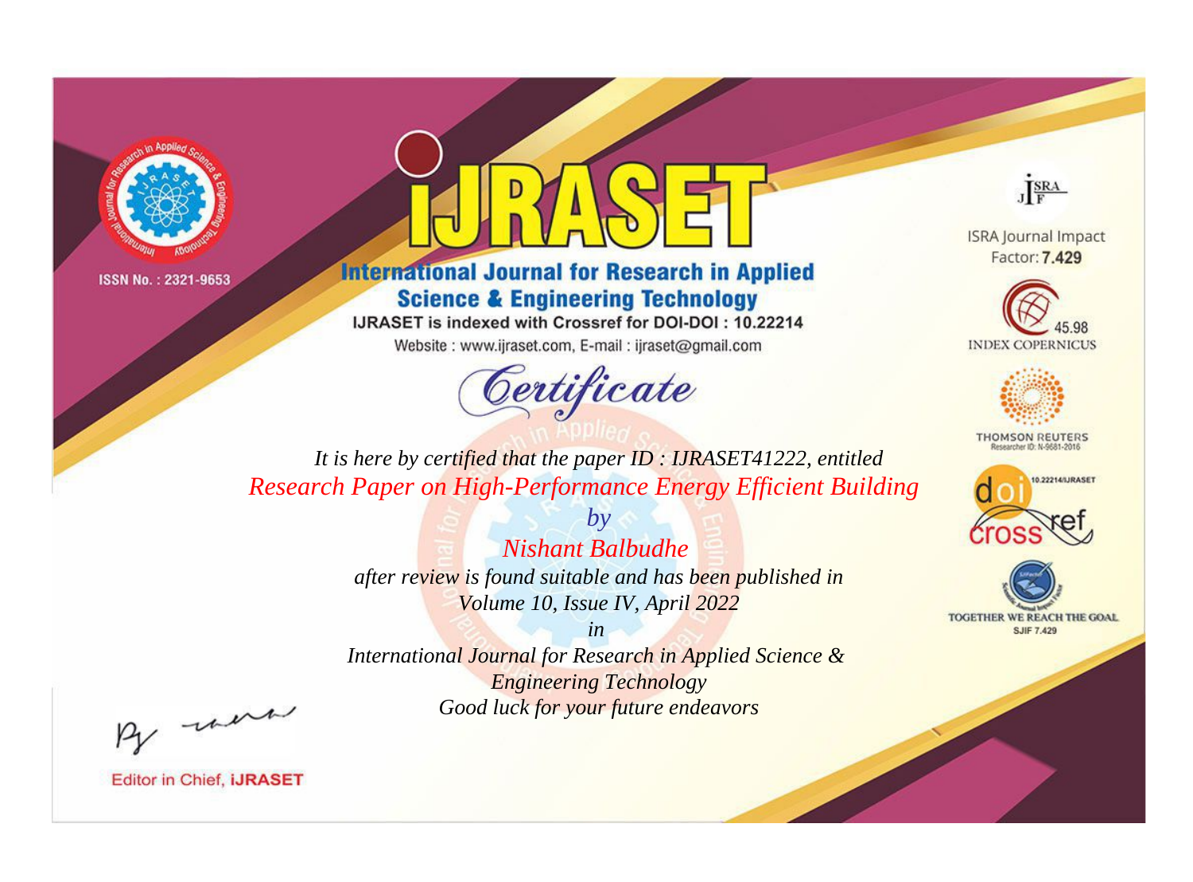ISSN No. : 2321-9653

# iJRASET

## International Journal for Research in Applied Science & Engineering Technology

IJRASET is indexed with Crossref for DOI-DOI : 10.22214

Website : www.ijraset.com, E-mail : ijraset@gmail.com

ISRA Journal Impact Factor: **7.429**

45.98 INDEX COPERNICUS

THOMSON REUTERS Researcher ID: N-9681-2016

10.22214/IJRASET

TOGETHER WE REACH THE GOAL SJIF 7.429

# *Certificate*

*It is here by certified that the paper ID : IJRASET41222, entitled*

*Research Paper on High-Performance Energy Efficient Building*

*by*

*Nishant Balbudhe*

*after review is found suitable and has been published in*

*Volume 10, Issue IV, April 2022*

*in*

*International Journal for Research in Applied Science & Engineering Technology*

*Good luck for your future endeavors*

Editor in Chief, **iJRASET**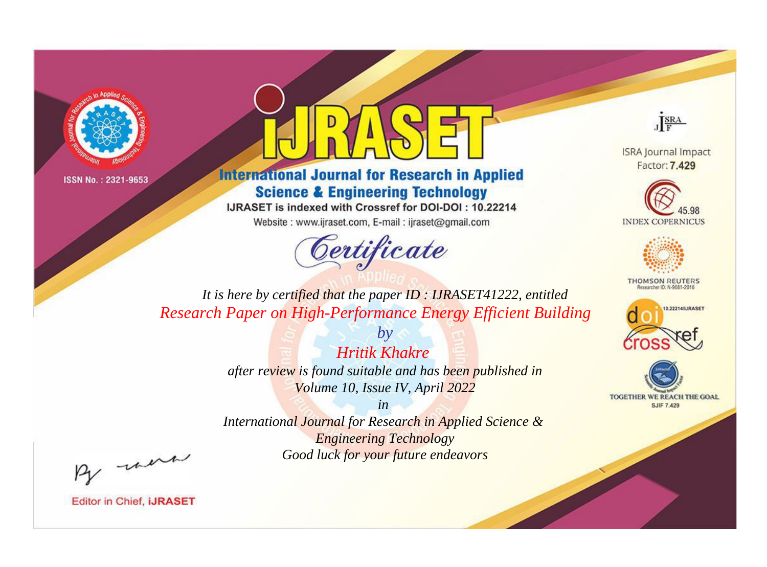ISSN No. : 2321-9653

# iJRASET

## International Journal for Research in Applied Science & Engineering Technology

IJRASET is indexed with Crossref for DOI-DOI : 10.22214

Website : www.ijraset.com, E-mail : ijraset@gmail.com

ISRA Journal Impact Factor: **7.429**

45.98 INDEX COPERNICUS

THOMSON REUTERS Researcher ID: N-9681-2016

10.22214/IJRASET

TOGETHER WE REACH THE GOAL SJIF 7.429

*Certificate*

*It is here by certified that the paper ID : IJRASET41222, entitled*

*Research Paper on High-Performance Energy Efficient Building*

*by*

*Hritik Khakre*

*after review is found suitable and has been published in*

*Volume 10, Issue IV, April 2022*

*in*

*International Journal for Research in Applied Science & Engineering Technology*

*Good luck for your future endeavors*

Editor in Chief, **iJRASET**